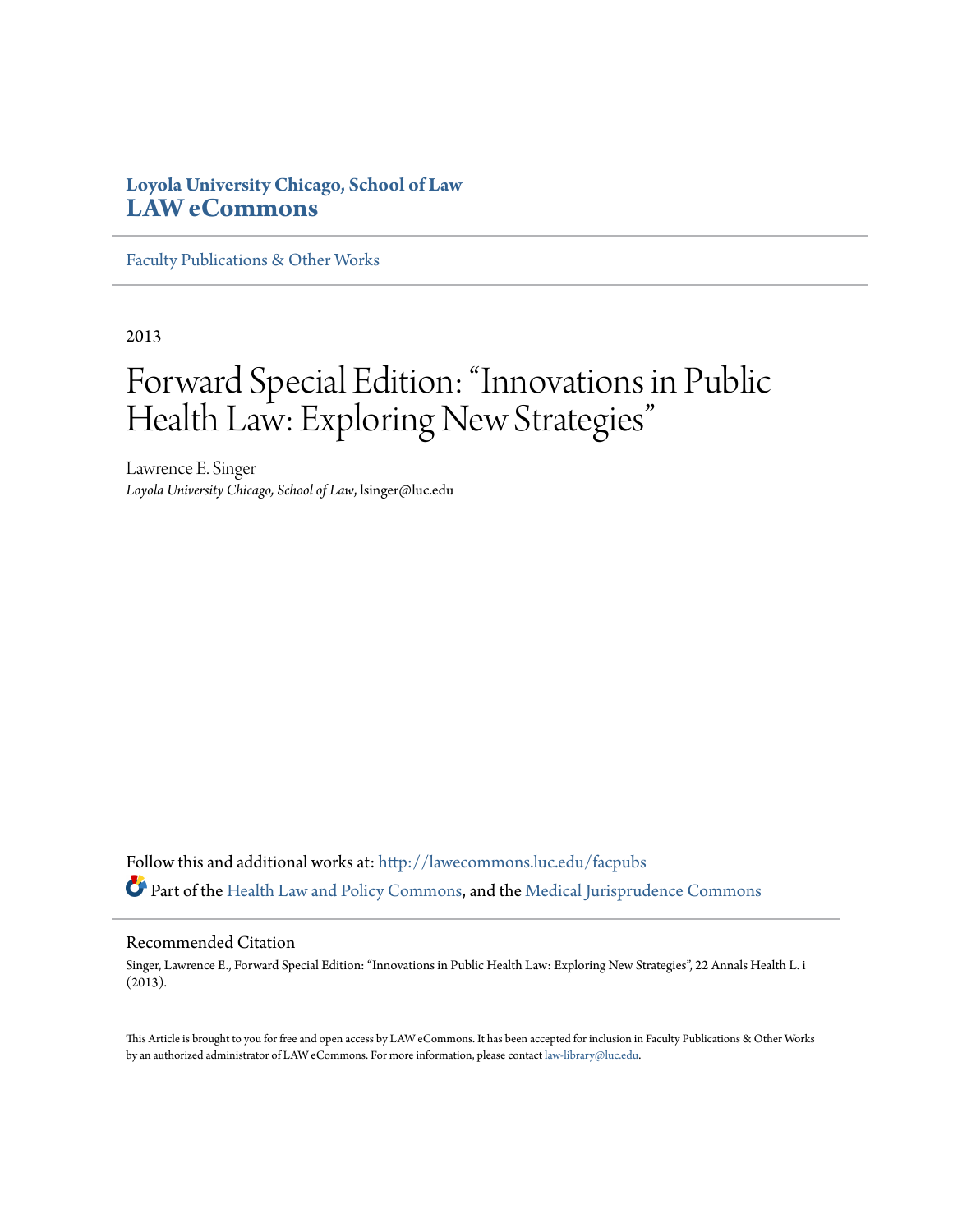**Loyola University Chicago, School of Law**
**LAW eCommons**

Faculty Publications & Other Works

2013

# Forward Special Edition: "Innovations in Public Health Law: Exploring New Strategies"

Lawrence E. Singer
*Loyola University Chicago, School of Law*, lsinger@luc.edu

Follow this and additional works at: http://lawecommons.luc.edu/facpubs
Part of the Health Law and Policy Commons, and the Medical Jurisprudence Commons

## Recommended Citation

Singer, Lawrence E., Forward Special Edition: "Innovations in Public Health Law: Exploring New Strategies", 22 Annals Health L. i (2013).

This Article is brought to you for free and open access by LAW eCommons. It has been accepted for inclusion in Faculty Publications & Other Works by an authorized administrator of LAW eCommons. For more information, please contact law-library@luc.edu.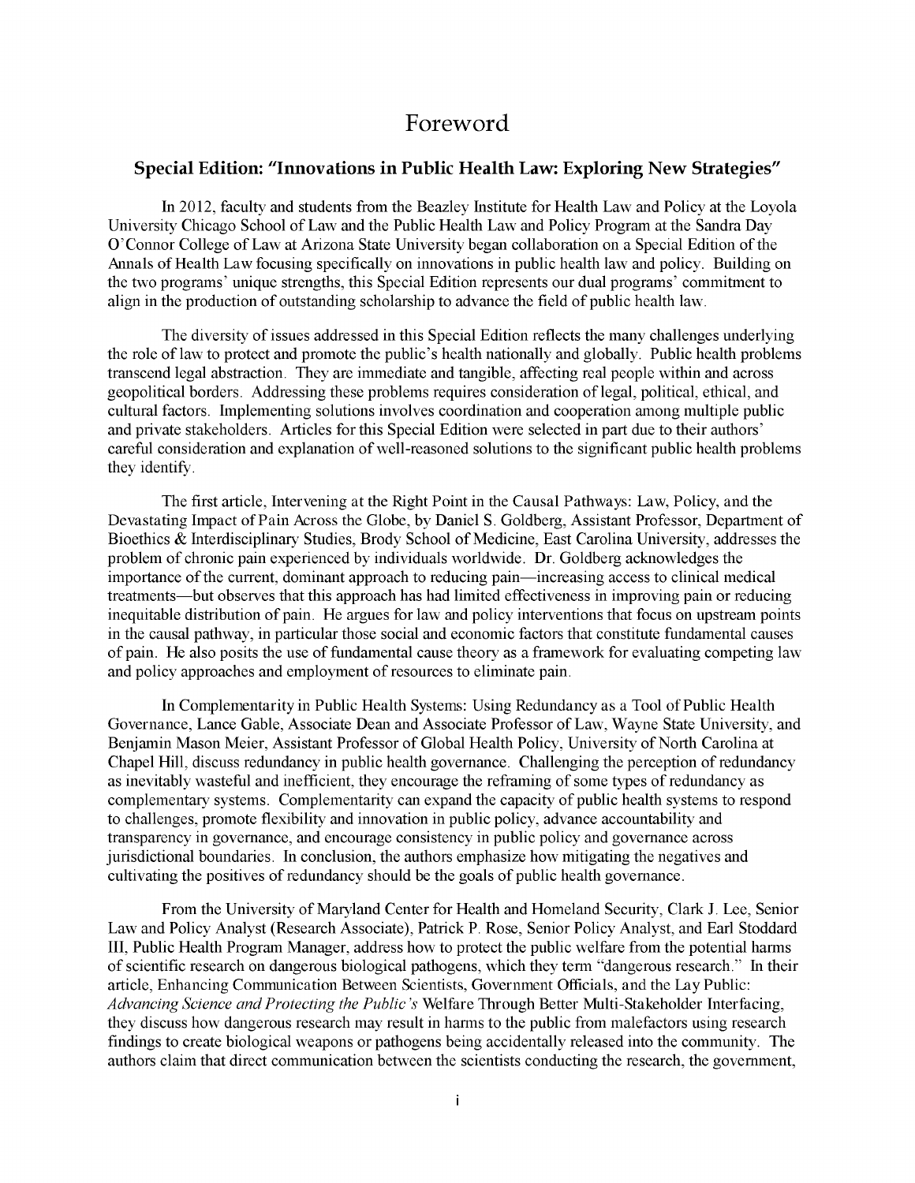# Foreword

## Special Edition: "Innovations in Public Health Law: Exploring New Strategies"

In 2012, faculty and students from the Beazley Institute for Health Law and Policy at the Loyola University Chicago School of Law and the Public Health Law and Policy Program at the Sandra Day O'Connor College of Law at Arizona State University began collaboration on a Special Edition of the Annals of Health Law focusing specifically on innovations in public health law and policy. Building on the two programs' unique strengths, this Special Edition represents our dual programs' commitment to align in the production of outstanding scholarship to advance the field of public health law.

The diversity of issues addressed in this Special Edition reflects the many challenges underlying the role of law to protect and promote the public's health nationally and globally. Public health problems transcend legal abstraction. They are immediate and tangible, affecting real people within and across geopolitical borders. Addressing these problems requires consideration of legal, political, ethical, and cultural factors. Implementing solutions involves coordination and cooperation among multiple public and private stakeholders. Articles for this Special Edition were selected in part due to their authors' careful consideration and explanation of well-reasoned solutions to the significant public health problems they identify.

The first article, Intervening at the Right Point in the Causal Pathways: Law, Policy, and the Devastating Impact of Pain Across the Globe, by Daniel S. Goldberg, Assistant Professor, Department of Bioethics & Interdisciplinary Studies, Brody School of Medicine, East Carolina University, addresses the problem of chronic pain experienced by individuals worldwide. Dr. Goldberg acknowledges the importance of the current, dominant approach to reducing pain—increasing access to clinical medical treatments—but observes that this approach has had limited effectiveness in improving pain or reducing inequitable distribution of pain. He argues for law and policy interventions that focus on upstream points in the causal pathway, in particular those social and economic factors that constitute fundamental causes of pain. He also posits the use of fundamental cause theory as a framework for evaluating competing law and policy approaches and employment of resources to eliminate pain.

In Complementarity in Public Health Systems: Using Redundancy as a Tool of Public Health Governance, Lance Gable, Associate Dean and Associate Professor of Law, Wayne State University, and Benjamin Mason Meier, Assistant Professor of Global Health Policy, University of North Carolina at Chapel Hill, discuss redundancy in public health governance. Challenging the perception of redundancy as inevitably wasteful and inefficient, they encourage the reframing of some types of redundancy as complementary systems. Complementarity can expand the capacity of public health systems to respond to challenges, promote flexibility and innovation in public policy, advance accountability and transparency in governance, and encourage consistency in public policy and governance across jurisdictional boundaries. In conclusion, the authors emphasize how mitigating the negatives and cultivating the positives of redundancy should be the goals of public health governance.

From the University of Maryland Center for Health and Homeland Security, Clark J. Lee, Senior Law and Policy Analyst (Research Associate), Patrick P. Rose, Senior Policy Analyst, and Earl Stoddard III, Public Health Program Manager, address how to protect the public welfare from the potential harms of scientific research on dangerous biological pathogens, which they term "dangerous research." In their article, Enhancing Communication Between Scientists, Government Officials, and the Lay Public: *Advancing Science and Protecting the Public's* Welfare Through Better Multi-Stakeholder Interfacing, they discuss how dangerous research may result in harms to the public from malefactors using research findings to create biological weapons or pathogens being accidentally released into the community. The authors claim that direct communication between the scientists conducting the research, the government,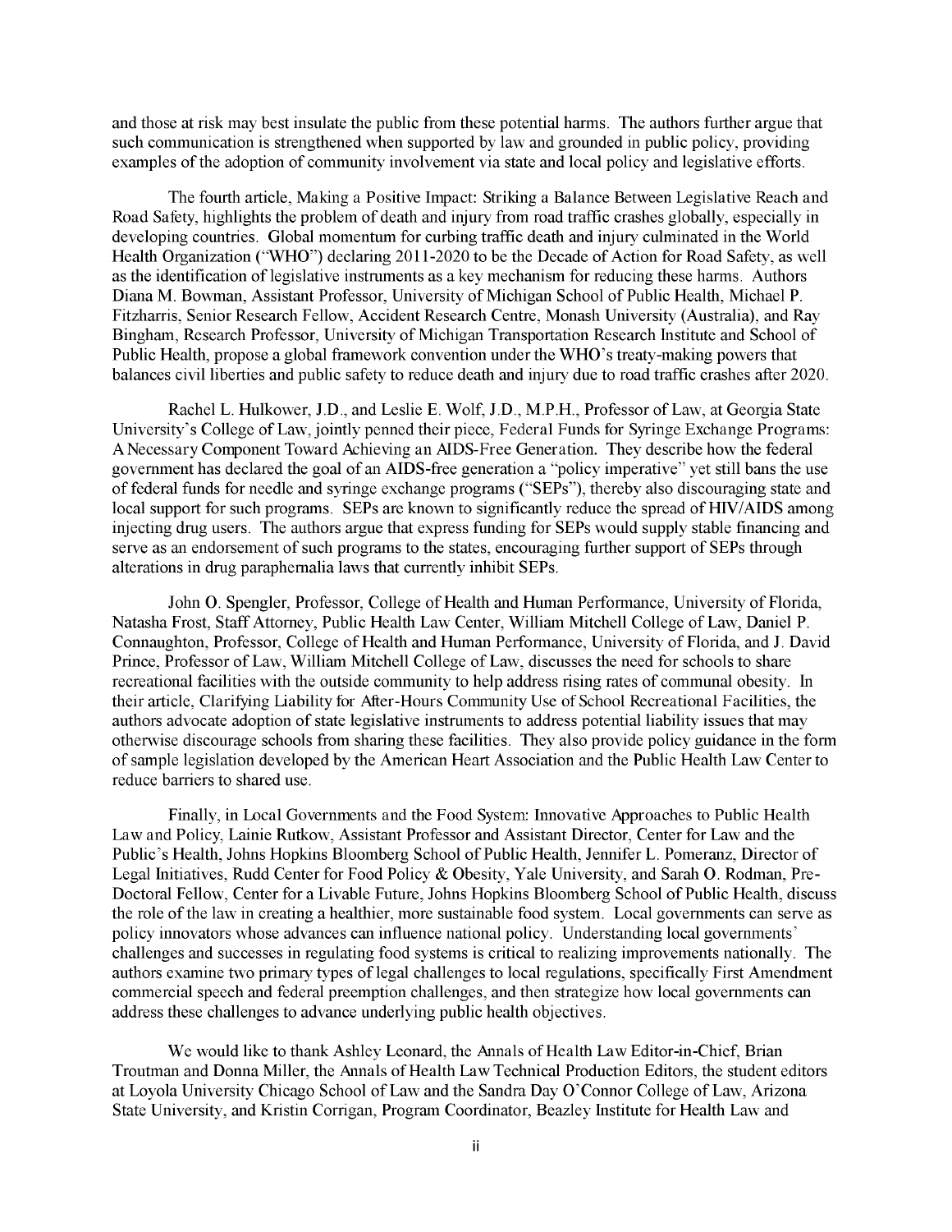and those at risk may best insulate the public from these potential harms. The authors further argue that such communication is strengthened when supported by law and grounded in public policy, providing examples of the adoption of community involvement via state and local policy and legislative efforts.

The fourth article, Making a Positive Impact: Striking a Balance Between Legislative Reach and Road Safety, highlights the problem of death and injury from road traffic crashes globally, especially in developing countries. Global momentum for curbing traffic death and injury culminated in the World Health Organization ("WHO") declaring 2011-2020 to be the Decade of Action for Road Safety, as well as the identification of legislative instruments as a key mechanism for reducing these harms. Authors Diana M. Bowman, Assistant Professor, University of Michigan School of Public Health, Michael P. Fitzharris, Senior Research Fellow, Accident Research Centre, Monash University (Australia), and Ray Bingham, Research Professor, University of Michigan Transportation Research Institute and School of Public Health, propose a global framework convention under the WHO's treaty-making powers that balances civil liberties and public safety to reduce death and injury due to road traffic crashes after 2020.

Rachel L. Hulkower, J.D., and Leslie E. Wolf, J.D., M.P.H., Professor of Law, at Georgia State University's College of Law, jointly penned their piece, Federal Funds for Syringe Exchange Programs: A Necessary Component Toward Achieving an AIDS-Free Generation. They describe how the federal government has declared the goal of an AIDS-free generation a "policy imperative" yet still bans the use of federal funds for needle and syringe exchange programs ("SEPs"), thereby also discouraging state and local support for such programs. SEPs are known to significantly reduce the spread of HIV/AIDS among injecting drug users. The authors argue that express funding for SEPs would supply stable financing and serve as an endorsement of such programs to the states, encouraging further support of SEPs through alterations in drug paraphernalia laws that currently inhibit SEPs.

John O. Spengler, Professor, College of Health and Human Performance, University of Florida, Natasha Frost, Staff Attorney, Public Health Law Center, William Mitchell College of Law, Daniel P. Connaughton, Professor, College of Health and Human Performance, University of Florida, and J. David Prince, Professor of Law, William Mitchell College of Law, discusses the need for schools to share recreational facilities with the outside community to help address rising rates of communal obesity. In their article, Clarifying Liability for After-Hours Community Use of School Recreational Facilities, the authors advocate adoption of state legislative instruments to address potential liability issues that may otherwise discourage schools from sharing these facilities. They also provide policy guidance in the form of sample legislation developed by the American Heart Association and the Public Health Law Center to reduce barriers to shared use.

Finally, in Local Governments and the Food System: Innovative Approaches to Public Health Law and Policy, Lainie Rutkow, Assistant Professor and Assistant Director, Center for Law and the Public's Health, Johns Hopkins Bloomberg School of Public Health, Jennifer L. Pomeranz, Director of Legal Initiatives, Rudd Center for Food Policy & Obesity, Yale University, and Sarah O. Rodman, Pre-Doctoral Fellow, Center for a Livable Future, Johns Hopkins Bloomberg School of Public Health, discuss the role of the law in creating a healthier, more sustainable food system. Local governments can serve as policy innovators whose advances can influence national policy. Understanding local governments' challenges and successes in regulating food systems is critical to realizing improvements nationally. The authors examine two primary types of legal challenges to local regulations, specifically First Amendment commercial speech and federal preemption challenges, and then strategize how local governments can address these challenges to advance underlying public health objectives.

We would like to thank Ashley Leonard, the Annals of Health Law Editor-in-Chief, Brian Troutman and Donna Miller, the Annals of Health Law Technical Production Editors, the student editors at Loyola University Chicago School of Law and the Sandra Day O'Connor College of Law, Arizona State University, and Kristin Corrigan, Program Coordinator, Beazley Institute for Health Law and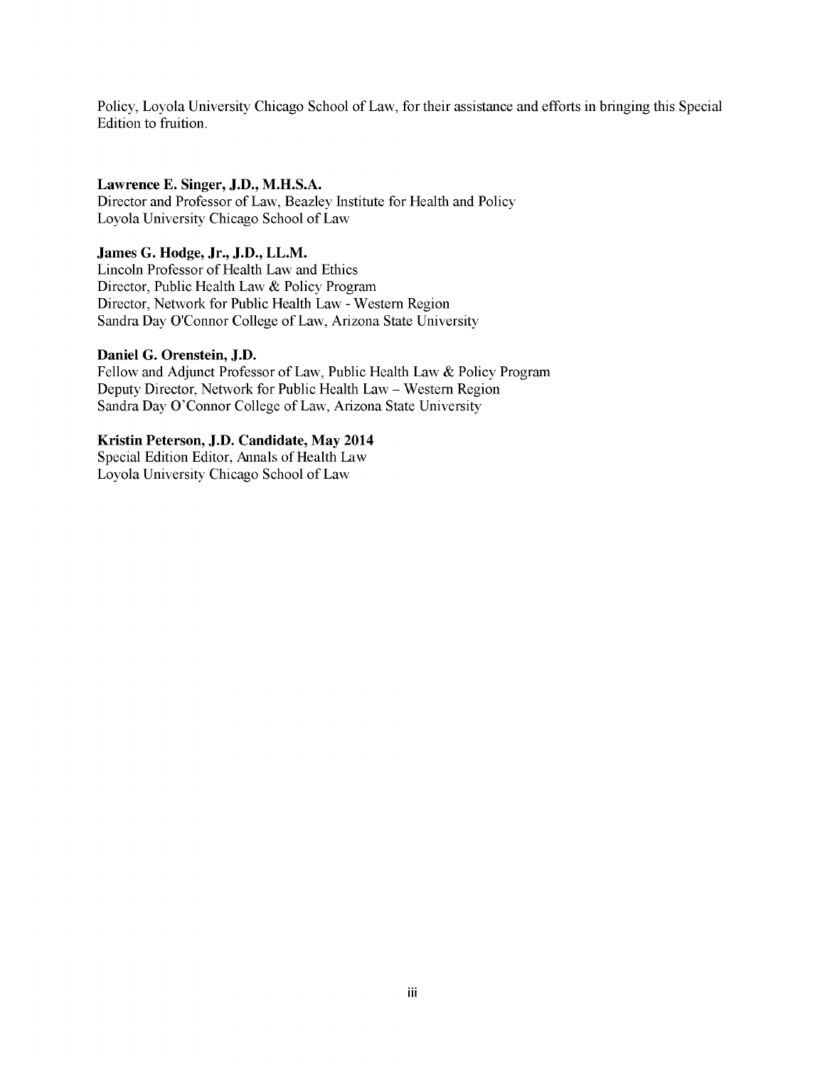Policy, Loyola University Chicago School of Law, for their assistance and efforts in bringing this Special Edition to fruition.

**Lawrence E. Singer, J.D., M.H.S.A.**
Director and Professor of Law, Beazley Institute for Health and Policy
Loyola University Chicago School of Law

**James G. Hodge, Jr., J.D., LL.M.**
Lincoln Professor of Health Law and Ethics
Director, Public Health Law & Policy Program
Director, Network for Public Health Law - Western Region
Sandra Day O'Connor College of Law, Arizona State University

**Daniel G. Orenstein, J.D.**
Fellow and Adjunct Professor of Law, Public Health Law & Policy Program
Deputy Director, Network for Public Health Law – Western Region
Sandra Day O'Connor College of Law, Arizona State University

**Kristin Peterson, J.D. Candidate, May 2014**
Special Edition Editor, Annals of Health Law
Loyola University Chicago School of Law